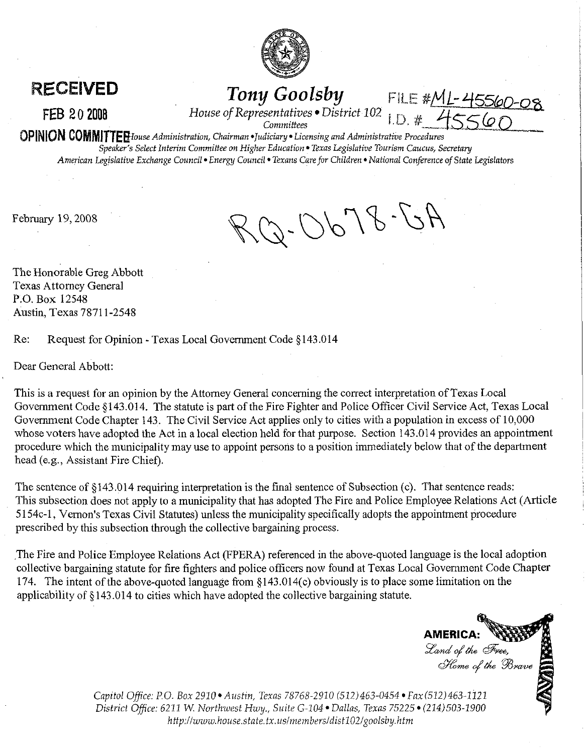**RECEIVED**

**FEB 20 2008**

**OPINION COMMITTEE**

# *Tony Goolsby*

*House of Representatives • District 102*

*Committees*

*House Administration, Chairman • Judiciary • Licensing and Administrative Procedures*
*Speaker's Select Interim Committee on Higher Education • Texas Legislative Tourism Caucus, Secretary*
*American Legislative Exchange Council • Energy Council • Texans Care for Children • National Conference of State Legislators*

FILE #ML-45560-08
I.D. # 45560

February 19, 2008

RQ-0678-GA

The Honorable Greg Abbott
Texas Attorney General
P.O. Box 12548
Austin, Texas 78711-2548

Re: Request for Opinion - Texas Local Government Code §143.014

Dear General Abbott:

This is a request for an opinion by the Attorney General concerning the correct interpretation of Texas Local Government Code §143.014. The statute is part of the Fire Fighter and Police Officer Civil Service Act, Texas Local Government Code Chapter 143. The Civil Service Act applies only to cities with a population in excess of 10,000 whose voters have adopted the Act in a local election held for that purpose. Section 143.014 provides an appointment procedure which the municipality may use to appoint persons to a position immediately below that of the department head (e.g., Assistant Fire Chief).

The sentence of §143.014 requiring interpretation is the final sentence of Subsection (c). That sentence reads:
This subsection does not apply to a municipality that has adopted The Fire and Police Employee Relations Act (Article 5154c-1, Vernon's Texas Civil Statutes) unless the municipality specifically adopts the appointment procedure prescribed by this subsection through the collective bargaining process.

The Fire and Police Employee Relations Act (FPERA) referenced in the above-quoted language is the local adoption collective bargaining statute for fire fighters and police officers now found at Texas Local Government Code Chapter 174. The intent of the above-quoted language from §143.014(c) obviously is to place some limitation on the applicability of §143.014 to cities which have adopted the collective bargaining statute.

**AMERICA:** *Land of the Free, Home of the Brave*

*Capitol Office: P.O. Box 2910 • Austin, Texas 78768-2910 (512)463-0454 • Fax (512)463-1121*
*District Office: 6211 W. Northwest Hwy., Suite G-104 • Dallas, Texas 75225 • (214)503-1900*
*http://www.house.state.tx.us/members/dist102/goolsby.htm*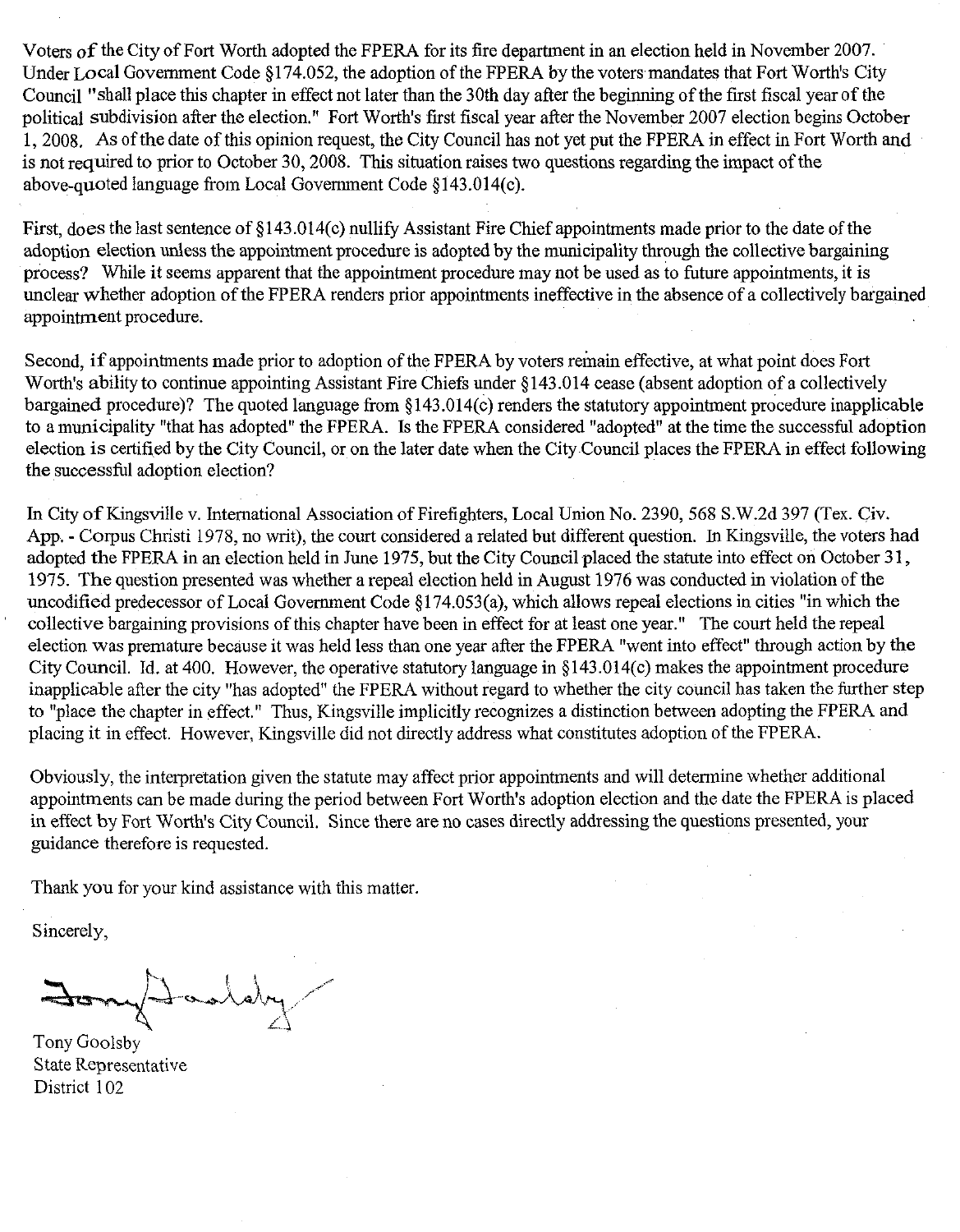Voters of the City of Fort Worth adopted the FPERA for its fire department in an election held in November 2007. Under Local Government Code §174.052, the adoption of the FPERA by the voters mandates that Fort Worth's City Council "shall place this chapter in effect not later than the 30th day after the beginning of the first fiscal year of the political subdivision after the election." Fort Worth's first fiscal year after the November 2007 election begins October 1, 2008. As of the date of this opinion request, the City Council has not yet put the FPERA in effect in Fort Worth and is not required to prior to October 30, 2008. This situation raises two questions regarding the impact of the above-quoted language from Local Government Code §143.014(c).

First, does the last sentence of §143.014(c) nullify Assistant Fire Chief appointments made prior to the date of the adoption election unless the appointment procedure is adopted by the municipality through the collective bargaining process? While it seems apparent that the appointment procedure may not be used as to future appointments, it is unclear whether adoption of the FPERA renders prior appointments ineffective in the absence of a collectively bargained appointment procedure.

Second, if appointments made prior to adoption of the FPERA by voters remain effective, at what point does Fort Worth's ability to continue appointing Assistant Fire Chiefs under §143.014 cease (absent adoption of a collectively bargained procedure)? The quoted language from §143.014(c) renders the statutory appointment procedure inapplicable to a municipality "that has adopted" the FPERA. Is the FPERA considered "adopted" at the time the successful adoption election is certified by the City Council, or on the later date when the City Council places the FPERA in effect following the successful adoption election?

In City of Kingsville v. International Association of Firefighters, Local Union No. 2390, 568 S.W.2d 397 (Tex. Civ. App. - Corpus Christi 1978, no writ), the court considered a related but different question. In Kingsville, the voters had adopted the FPERA in an election held in June 1975, but the City Council placed the statute into effect on October 31, 1975. The question presented was whether a repeal election held in August 1976 was conducted in violation of the uncodified predecessor of Local Government Code §174.053(a), which allows repeal elections in cities "in which the collective bargaining provisions of this chapter have been in effect for at least one year." The court held the repeal election was premature because it was held less than one year after the FPERA "went into effect" through action by the City Council. Id. at 400. However, the operative statutory language in §143.014(c) makes the appointment procedure inapplicable after the city "has adopted" the FPERA without regard to whether the city council has taken the further step to "place the chapter in effect." Thus, Kingsville implicitly recognizes a distinction between adopting the FPERA and placing it in effect. However, Kingsville did not directly address what constitutes adoption of the FPERA.

Obviously, the interpretation given the statute may affect prior appointments and will determine whether additional appointments can be made during the period between Fort Worth's adoption election and the date the FPERA is placed in effect by Fort Worth's City Council. Since there are no cases directly addressing the questions presented, your guidance therefore is requested.

Thank you for your kind assistance with this matter.

Sincerely,

Tony Goolsby
State Representative
District 102